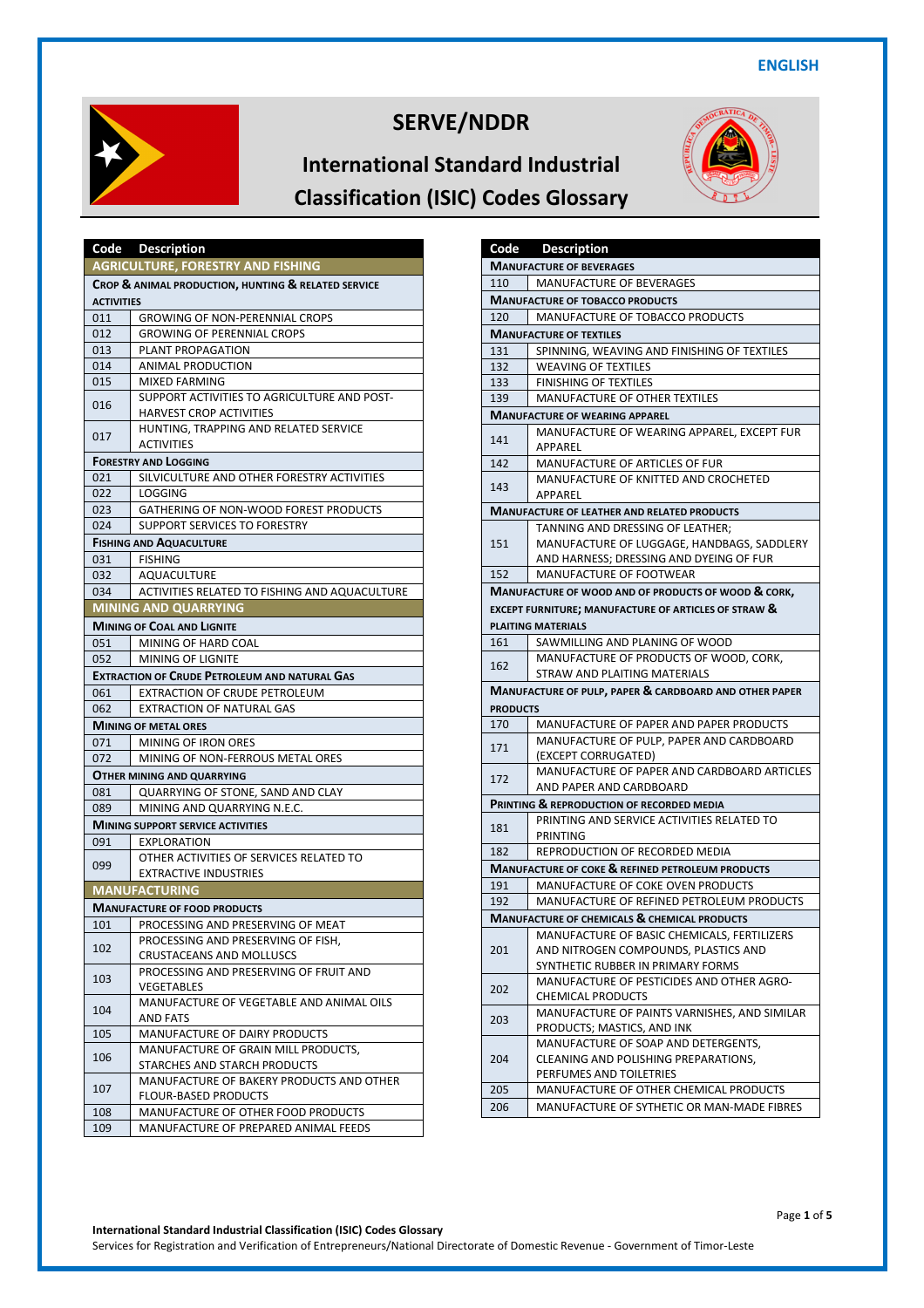ENGLISH

# SERVE/NDDR

## International Standard Industrial Classification (ISIC) Codes Glossary

| Code | Description |
|---|---|
| **AGRICULTURE, FORESTRY AND FISHING** | |
| **Crop & animal production, hunting & related service activities** | |
| 011 | GROWING OF NON-PERENNIAL CROPS |
| 012 | GROWING OF PERENNIAL CROPS |
| 013 | PLANT PROPAGATION |
| 014 | ANIMAL PRODUCTION |
| 015 | MIXED FARMING |
| 016 | SUPPORT ACTIVITIES TO AGRICULTURE AND POST-HARVEST CROP ACTIVITIES |
| 017 | HUNTING, TRAPPING AND RELATED SERVICE ACTIVITIES |
| **Forestry and Logging** | |
| 021 | SILVICULTURE AND OTHER FORESTRY ACTIVITIES |
| 022 | LOGGING |
| 023 | GATHERING OF NON-WOOD FOREST PRODUCTS |
| 024 | SUPPORT SERVICES TO FORESTRY |
| **Fishing and Aquaculture** | |
| 031 | FISHING |
| 032 | AQUACULTURE |
| 034 | ACTIVITIES RELATED TO FISHING AND AQUACULTURE |
| **MINING AND QUARRYING** | |
| **Mining of Coal and Lignite** | |
| 051 | MINING OF HARD COAL |
| 052 | MINING OF LIGNITE |
| **Extraction of Crude Petroleum and natural Gas** | |
| 061 | EXTRACTION OF CRUDE PETROLEUM |
| 062 | EXTRACTION OF NATURAL GAS |
| **Mining of metal ores** | |
| 071 | MINING OF IRON ORES |
| 072 | MINING OF NON-FERROUS METAL ORES |
| **Other mining and quarrying** | |
| 081 | QUARRYING OF STONE, SAND AND CLAY |
| 089 | MINING AND QUARRYING N.E.C. |
| **Mining support service activities** | |
| 091 | EXPLORATION |
| 099 | OTHER ACTIVITIES OF SERVICES RELATED TO EXTRACTIVE INDUSTRIES |
| **MANUFACTURING** | |
| **Manufacture of food products** | |
| 101 | PROCESSING AND PRESERVING OF MEAT |
| 102 | PROCESSING AND PRESERVING OF FISH, CRUSTACEANS AND MOLLUSCS |
| 103 | PROCESSING AND PRESERVING OF FRUIT AND VEGETABLES |
| 104 | MANUFACTURE OF VEGETABLE AND ANIMAL OILS AND FATS |
| 105 | MANUFACTURE OF DAIRY PRODUCTS |
| 106 | MANUFACTURE OF GRAIN MILL PRODUCTS, STARCHES AND STARCH PRODUCTS |
| 107 | MANUFACTURE OF BAKERY PRODUCTS AND OTHER FLOUR-BASED PRODUCTS |
| 108 | MANUFACTURE OF OTHER FOOD PRODUCTS |
| 109 | MANUFACTURE OF PREPARED ANIMAL FEEDS |
| **Manufacture of beverages** | |
| 110 | MANUFACTURE OF BEVERAGES |
| **Manufacture of tobacco products** | |
| 120 | MANUFACTURE OF TOBACCO PRODUCTS |
| **Manufacture of textiles** | |
| 131 | SPINNING, WEAVING AND FINISHING OF TEXTILES |
| 132 | WEAVING OF TEXTILES |
| 133 | FINISHING OF TEXTILES |
| 139 | MANUFACTURE OF OTHER TEXTILES |
| **Manufacture of wearing apparel** | |
| 141 | MANUFACTURE OF WEARING APPAREL, EXCEPT FUR APPAREL |
| 142 | MANUFACTURE OF ARTICLES OF FUR |
| 143 | MANUFACTURE OF KNITTED AND CROCHETED APPAREL |
| **Manufacture of leather and related products** | |
| 151 | TANNING AND DRESSING OF LEATHER; MANUFACTURE OF LUGGAGE, HANDBAGS, SADDLERY AND HARNESS; DRESSING AND DYEING OF FUR |
| 152 | MANUFACTURE OF FOOTWEAR |
| **Manufacture of wood and of products of wood & cork, except furniture; manufacture of articles of straw & plaiting materials** | |
| 161 | SAWMILLING AND PLANING OF WOOD |
| 162 | MANUFACTURE OF PRODUCTS OF WOOD, CORK, STRAW AND PLAITING MATERIALS |
| **Manufacture of pulp, paper & cardboard and other paper products** | |
| 170 | MANUFACTURE OF PAPER AND PAPER PRODUCTS |
| 171 | MANUFACTURE OF PULP, PAPER AND CARDBOARD (EXCEPT CORRUGATED) |
| 172 | MANUFACTURE OF PAPER AND CARDBOARD ARTICLES AND PAPER AND CARDBOARD |
| **Printing & reproduction of recorded media** | |
| 181 | PRINTING AND SERVICE ACTIVITIES RELATED TO PRINTING |
| 182 | REPRODUCTION OF RECORDED MEDIA |
| **Manufacture of coke & refined petroleum products** | |
| 191 | MANUFACTURE OF COKE OVEN PRODUCTS |
| 192 | MANUFACTURE OF REFINED PETROLEUM PRODUCTS |
| **Manufacture of chemicals & chemical products** | |
| 201 | MANUFACTURE OF BASIC CHEMICALS, FERTILIZERS AND NITROGEN COMPOUNDS, PLASTICS AND SYNTHETIC RUBBER IN PRIMARY FORMS |
| 202 | MANUFACTURE OF PESTICIDES AND OTHER AGRO-CHEMICAL PRODUCTS |
| 203 | MANUFACTURE OF PAINTS VARNISHES, AND SIMILAR PRODUCTS; MASTICS, AND INK |
| 204 | MANUFACTURE OF SOAP AND DETERGENTS, CLEANING AND POLISHING PREPARATIONS, PERFUMES AND TOILETRIES |
| 205 | MANUFACTURE OF OTHER CHEMICAL PRODUCTS |
| 206 | MANUFACTURE OF SYTHETIC OR MAN-MADE FIBRES |

**International Standard Industrial Classification (ISIC) Codes Glossary**
Services for Registration and Verification of Entrepreneurs/National Directorate of Domestic Revenue - Government of Timor-Leste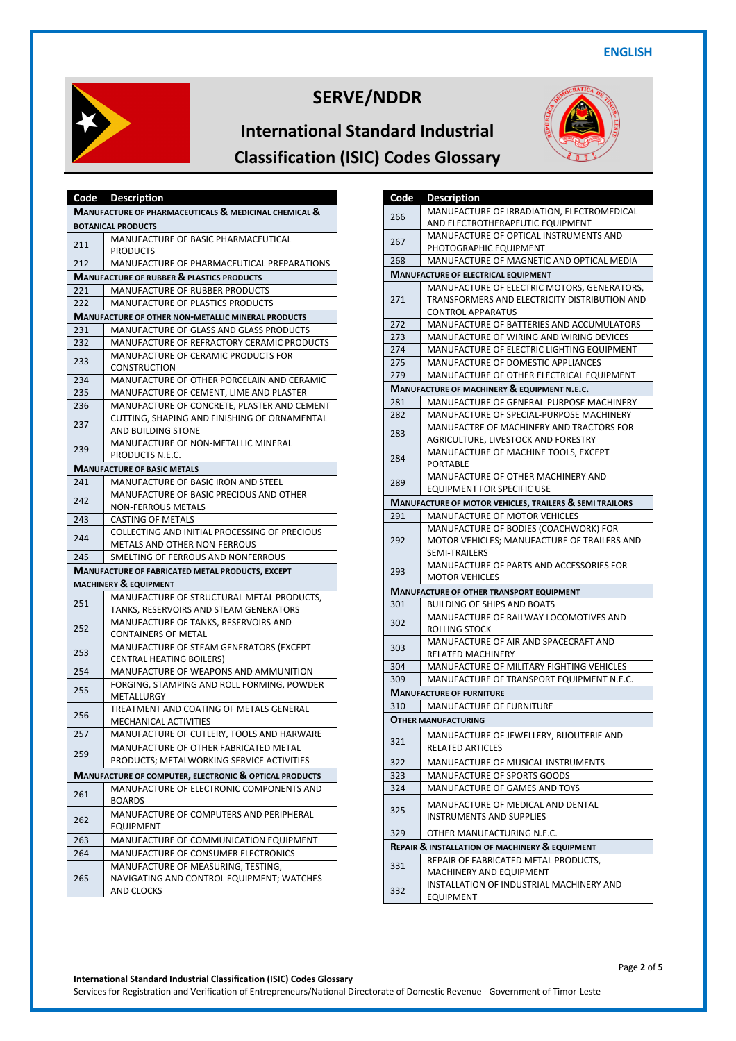ENGLISH

# SERVE/NDDR

## International Standard Industrial Classification (ISIC) Codes Glossary

| Code | Description |
|---|---|
| **MANUFACTURE OF PHARMACEUTICALS & MEDICINAL CHEMICAL & BOTANICAL PRODUCTS** | |
| 211 | MANUFACTURE OF BASIC PHARMACEUTICAL PRODUCTS |
| 212 | MANUFACTURE OF PHARMACEUTICAL PREPARATIONS |
| **MANUFACTURE OF RUBBER & PLASTICS PRODUCTS** | |
| 221 | MANUFACTURE OF RUBBER PRODUCTS |
| 222 | MANUFACTURE OF PLASTICS PRODUCTS |
| **MANUFACTURE OF OTHER NON-METALLIC MINERAL PRODUCTS** | |
| 231 | MANUFACTURE OF GLASS AND GLASS PRODUCTS |
| 232 | MANUFACTURE OF REFRACTORY CERAMIC PRODUCTS |
| 233 | MANUFACTURE OF CERAMIC PRODUCTS FOR CONSTRUCTION |
| 234 | MANUFACTURE OF OTHER PORCELAIN AND CERAMIC |
| 235 | MANUFACTURE OF CEMENT, LIME AND PLASTER |
| 236 | MANUFACTURE OF CONCRETE, PLASTER AND CEMENT |
| 237 | CUTTING, SHAPING AND FINISHING OF ORNAMENTAL AND BUILDING STONE |
| 239 | MANUFACTURE OF NON-METALLIC MINERAL PRODUCTS N.E.C. |
| **MANUFACTURE OF BASIC METALS** | |
| 241 | MANUFACTURE OF BASIC IRON AND STEEL |
| 242 | MANUFACTURE OF BASIC PRECIOUS AND OTHER NON-FERROUS METALS |
| 243 | CASTING OF METALS |
| 244 | COLLECTING AND INITIAL PROCESSING OF PRECIOUS METALS AND OTHER NON-FERROUS |
| 245 | SMELTING OF FERROUS AND NONFERROUS |
| **MANUFACTURE OF FABRICATED METAL PRODUCTS, EXCEPT MACHINERY & EQUIPMENT** | |
| 251 | MANUFACTURE OF STRUCTURAL METAL PRODUCTS, TANKS, RESERVOIRS AND STEAM GENERATORS |
| 252 | MANUFACTURE OF TANKS, RESERVOIRS AND CONTAINERS OF METAL |
| 253 | MANUFACTURE OF STEAM GENERATORS (EXCEPT CENTRAL HEATING BOILERS) |
| 254 | MANUFACTURE OF WEAPONS AND AMMUNITION |
| 255 | FORGING, STAMPING AND ROLL FORMING, POWDER METALLURGY |
| 256 | TREATMENT AND COATING OF METALS GENERAL MECHANICAL ACTIVITIES |
| 257 | MANUFACTURE OF CUTLERY, TOOLS AND HARWARE |
| 259 | MANUFACTURE OF OTHER FABRICATED METAL PRODUCTS; METALWORKING SERVICE ACTIVITIES |
| **MANUFACTURE OF COMPUTER, ELECTRONIC & OPTICAL PRODUCTS** | |
| 261 | MANUFACTURE OF ELECTRONIC COMPONENTS AND BOARDS |
| 262 | MANUFACTURE OF COMPUTERS AND PERIPHERAL EQUIPMENT |
| 263 | MANUFACTURE OF COMMUNICATION EQUIPMENT |
| 264 | MANUFACTURE OF CONSUMER ELECTRONICS |
| 265 | MANUFACTURE OF MEASURING, TESTING, NAVIGATING AND CONTROL EQUIPMENT; WATCHES AND CLOCKS |
| 266 | MANUFACTURE OF IRRADIATION, ELECTROMEDICAL AND ELECTROTHERAPEUTIC EQUIPMENT |
| 267 | MANUFACTURE OF OPTICAL INSTRUMENTS AND PHOTOGRAPHIC EQUIPMENT |
| 268 | MANUFACTURE OF MAGNETIC AND OPTICAL MEDIA |
| **MANUFACTURE OF ELECTRICAL EQUIPMENT** | |
| 271 | MANUFACTURE OF ELECTRIC MOTORS, GENERATORS, TRANSFORMERS AND ELECTRICITY DISTRIBUTION AND CONTROL APPARATUS |
| 272 | MANUFACTURE OF BATTERIES AND ACCUMULATORS |
| 273 | MANUFACTURE OF WIRING AND WIRING DEVICES |
| 274 | MANUFACTURE OF ELECTRIC LIGHTING EQUIPMENT |
| 275 | MANUFACTURE OF DOMESTIC APPLIANCES |
| 279 | MANUFACTURE OF OTHER ELECTRICAL EQUIPMENT |
| **MANUFACTURE OF MACHINERY & EQUIPMENT N.E.C.** | |
| 281 | MANUFACTURE OF GENERAL-PURPOSE MACHINERY |
| 282 | MANUFACTURE OF SPECIAL-PURPOSE MACHINERY |
| 283 | MANUFACTRE OF MACHINERY AND TRACTORS FOR AGRICULTURE, LIVESTOCK AND FORESTRY |
| 284 | MANUFACTURE OF MACHINE TOOLS, EXCEPT PORTABLE |
| 289 | MANUFACTURE OF OTHER MACHINERY AND EQUIPMENT FOR SPECIFIC USE |
| **MANUFACTURE OF MOTOR VEHICLES, TRAILERS & SEMI TRAILORS** | |
| 291 | MANUFACTURE OF MOTOR VEHICLES |
| 292 | MANUFACTURE OF BODIES (COACHWORK) FOR MOTOR VEHICLES; MANUFACTURE OF TRAILERS AND SEMI-TRAILERS |
| 293 | MANUFACTURE OF PARTS AND ACCESSORIES FOR MOTOR VEHICLES |
| **MANUFACTURE OF OTHER TRANSPORT EQUIPMENT** | |
| 301 | BUILDING OF SHIPS AND BOATS |
| 302 | MANUFACTURE OF RAILWAY LOCOMOTIVES AND ROLLING STOCK |
| 303 | MANUFACTURE OF AIR AND SPACECRAFT AND RELATED MACHINERY |
| 304 | MANUFACTURE OF MILITARY FIGHTING VEHICLES |
| 309 | MANUFACTURE OF TRANSPORT EQUIPMENT N.E.C. |
| **MANUFACTURE OF FURNITURE** | |
| 310 | MANUFACTURE OF FURNITURE |
| **OTHER MANUFACTURING** | |
| 321 | MANUFACTURE OF JEWELLERY, BIJOUTERIE AND RELATED ARTICLES |
| 322 | MANUFACTURE OF MUSICAL INSTRUMENTS |
| 323 | MANUFACTURE OF SPORTS GOODS |
| 324 | MANUFACTURE OF GAMES AND TOYS |
| 325 | MANUFACTURE OF MEDICAL AND DENTAL INSTRUMENTS AND SUPPLIES |
| 329 | OTHER MANUFACTURING N.E.C. |
| **REPAIR & INSTALLATION OF MACHINERY & EQUIPMENT** | |
| 331 | REPAIR OF FABRICATED METAL PRODUCTS, MACHINERY AND EQUIPMENT |
| 332 | INSTALLATION OF INDUSTRIAL MACHINERY AND EQUIPMENT |

**International Standard Industrial Classification (ISIC) Codes Glossary**
Services for Registration and Verification of Entrepreneurs/National Directorate of Domestic Revenue - Government of Timor-Leste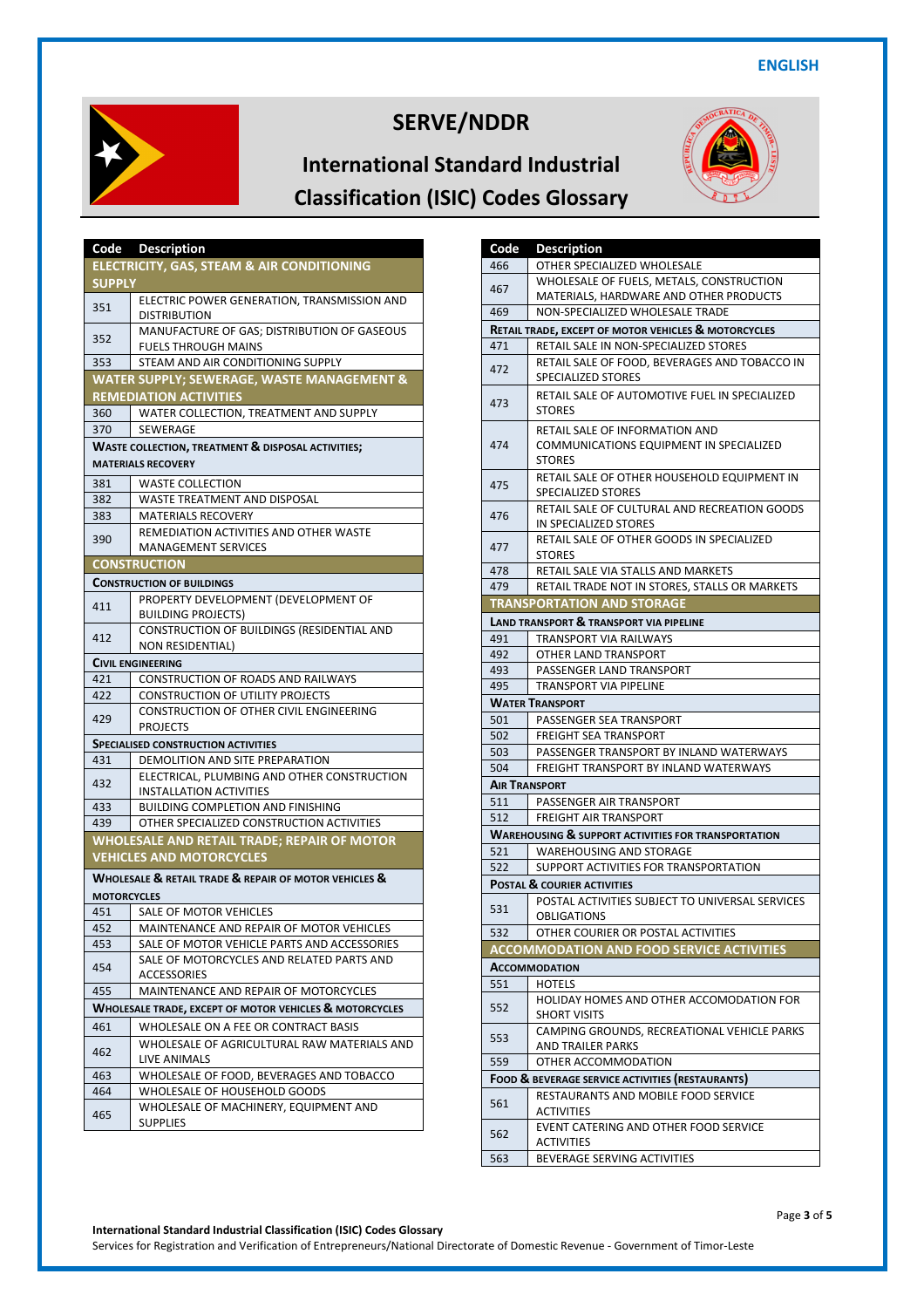ENGLISH

# SERVE/NDDR

## International Standard Industrial Classification (ISIC) Codes Glossary

| Code | Description |
|---|---|
| **ELECTRICITY, GAS, STEAM & AIR CONDITIONING SUPPLY** | |
| 351 | ELECTRIC POWER GENERATION, TRANSMISSION AND DISTRIBUTION |
| 352 | MANUFACTURE OF GAS; DISTRIBUTION OF GASEOUS FUELS THROUGH MAINS |
| 353 | STEAM AND AIR CONDITIONING SUPPLY |
| **WATER SUPPLY; SEWERAGE, WASTE MANAGEMENT & REMEDIATION ACTIVITIES** | |
| 360 | WATER COLLECTION, TREATMENT AND SUPPLY |
| 370 | SEWERAGE |
| **WASTE COLLECTION, TREATMENT & DISPOSAL ACTIVITIES; MATERIALS RECOVERY** | |
| 381 | WASTE COLLECTION |
| 382 | WASTE TREATMENT AND DISPOSAL |
| 383 | MATERIALS RECOVERY |
| 390 | REMEDIATION ACTIVITIES AND OTHER WASTE MANAGEMENT SERVICES |
| **CONSTRUCTION** | |
| **CONSTRUCTION OF BUILDINGS** | |
| 411 | PROPERTY DEVELOPMENT (DEVELOPMENT OF BUILDING PROJECTS) |
| 412 | CONSTRUCTION OF BUILDINGS (RESIDENTIAL AND NON RESIDENTIAL) |
| **CIVIL ENGINEERING** | |
| 421 | CONSTRUCTION OF ROADS AND RAILWAYS |
| 422 | CONSTRUCTION OF UTILITY PROJECTS |
| 429 | CONSTRUCTION OF OTHER CIVIL ENGINEERING PROJECTS |
| **SPECIALISED CONSTRUCTION ACTIVITIES** | |
| 431 | DEMOLITION AND SITE PREPARATION |
| 432 | ELECTRICAL, PLUMBING AND OTHER CONSTRUCTION INSTALLATION ACTIVITIES |
| 433 | BUILDING COMPLETION AND FINISHING |
| 439 | OTHER SPECIALIZED CONSTRUCTION ACTIVITIES |
| **WHOLESALE AND RETAIL TRADE; REPAIR OF MOTOR VEHICLES AND MOTORCYCLES** | |
| **WHOLESALE & RETAIL TRADE & REPAIR OF MOTOR VEHICLES & MOTORCYCLES** | |
| 451 | SALE OF MOTOR VEHICLES |
| 452 | MAINTENANCE AND REPAIR OF MOTOR VEHICLES |
| 453 | SALE OF MOTOR VEHICLE PARTS AND ACCESSORIES |
| 454 | SALE OF MOTORCYCLES AND RELATED PARTS AND ACCESSORIES |
| 455 | MAINTENANCE AND REPAIR OF MOTORCYCLES |
| **WHOLESALE TRADE, EXCEPT OF MOTOR VEHICLES & MOTORCYCLES** | |
| 461 | WHOLESALE ON A FEE OR CONTRACT BASIS |
| 462 | WHOLESALE OF AGRICULTURAL RAW MATERIALS AND LIVE ANIMALS |
| 463 | WHOLESALE OF FOOD, BEVERAGES AND TOBACCO |
| 464 | WHOLESALE OF HOUSEHOLD GOODS |
| 465 | WHOLESALE OF MACHINERY, EQUIPMENT AND SUPPLIES |
| 466 | OTHER SPECIALIZED WHOLESALE |
| 467 | WHOLESALE OF FUELS, METALS, CONSTRUCTION MATERIALS, HARDWARE AND OTHER PRODUCTS |
| 469 | NON-SPECIALIZED WHOLESALE TRADE |
| **RETAIL TRADE, EXCEPT OF MOTOR VEHICLES & MOTORCYCLES** | |
| 471 | RETAIL SALE IN NON-SPECIALIZED STORES |
| 472 | RETAIL SALE OF FOOD, BEVERAGES AND TOBACCO IN SPECIALIZED STORES |
| 473 | RETAIL SALE OF AUTOMOTIVE FUEL IN SPECIALIZED STORES |
| 474 | RETAIL SALE OF INFORMATION AND COMMUNICATIONS EQUIPMENT IN SPECIALIZED STORES |
| 475 | RETAIL SALE OF OTHER HOUSEHOLD EQUIPMENT IN SPECIALIZED STORES |
| 476 | RETAIL SALE OF CULTURAL AND RECREATION GOODS IN SPECIALIZED STORES |
| 477 | RETAIL SALE OF OTHER GOODS IN SPECIALIZED STORES |
| 478 | RETAIL SALE VIA STALLS AND MARKETS |
| 479 | RETAIL TRADE NOT IN STORES, STALLS OR MARKETS |
| **TRANSPORTATION AND STORAGE** | |
| **LAND TRANSPORT & TRANSPORT VIA PIPELINE** | |
| 491 | TRANSPORT VIA RAILWAYS |
| 492 | OTHER LAND TRANSPORT |
| 493 | PASSENGER LAND TRANSPORT |
| 495 | TRANSPORT VIA PIPELINE |
| **WATER TRANSPORT** | |
| 501 | PASSENGER SEA TRANSPORT |
| 502 | FREIGHT SEA TRANSPORT |
| 503 | PASSENGER TRANSPORT BY INLAND WATERWAYS |
| 504 | FREIGHT TRANSPORT BY INLAND WATERWAYS |
| **AIR TRANSPORT** | |
| 511 | PASSENGER AIR TRANSPORT |
| 512 | FREIGHT AIR TRANSPORT |
| **WAREHOUSING & SUPPORT ACTIVITIES FOR TRANSPORTATION** | |
| 521 | WAREHOUSING AND STORAGE |
| 522 | SUPPORT ACTIVITIES FOR TRANSPORTATION |
| **POSTAL & COURIER ACTIVITIES** | |
| 531 | POSTAL ACTIVITIES SUBJECT TO UNIVERSAL SERVICES OBLIGATIONS |
| 532 | OTHER COURIER OR POSTAL ACTIVITIES |
| **ACCOMMODATION AND FOOD SERVICE ACTIVITIES** | |
| **ACCOMMODATION** | |
| 551 | HOTELS |
| 552 | HOLIDAY HOMES AND OTHER ACCOMODATION FOR SHORT VISITS |
| 553 | CAMPING GROUNDS, RECREATIONAL VEHICLE PARKS AND TRAILER PARKS |
| 559 | OTHER ACCOMMODATION |
| **FOOD & BEVERAGE SERVICE ACTIVITIES (RESTAURANTS)** | |
| 561 | RESTAURANTS AND MOBILE FOOD SERVICE ACTIVITIES |
| 562 | EVENT CATERING AND OTHER FOOD SERVICE ACTIVITIES |
| 563 | BEVERAGE SERVING ACTIVITIES |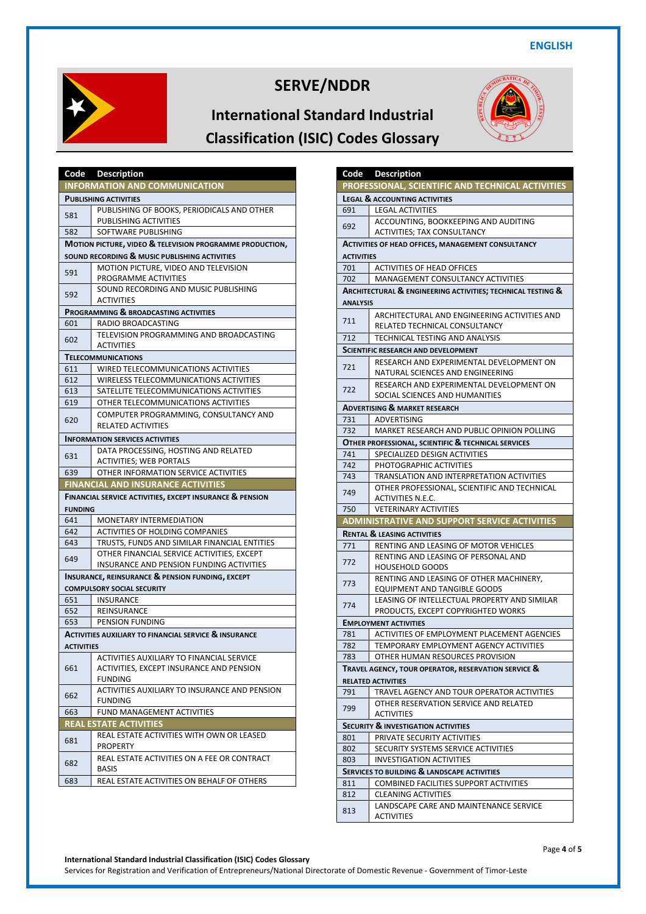ENGLISH

# SERVE/NDDR

## International Standard Industrial Classification (ISIC) Codes Glossary

| Code | Description |
|---|---|
| **INFORMATION AND COMMUNICATION** | |
| **PUBLISHING ACTIVITIES** | |
| 581 | PUBLISHING OF BOOKS, PERIODICALS AND OTHER PUBLISHING ACTIVITIES |
| 582 | SOFTWARE PUBLISHING |
| **MOTION PICTURE, VIDEO & TELEVISION PROGRAMME PRODUCTION, SOUND RECORDING & MUSIC PUBLISHING ACTIVITIES** | |
| 591 | MOTION PICTURE, VIDEO AND TELEVISION PROGRAMME ACTIVITIES |
| 592 | SOUND RECORDING AND MUSIC PUBLISHING ACTIVITIES |
| **PROGRAMMING & BROADCASTING ACTIVITIES** | |
| 601 | RADIO BROADCASTING |
| 602 | TELEVISION PROGRAMMING AND BROADCASTING ACTIVITIES |
| **TELECOMMUNICATIONS** | |
| 611 | WIRED TELECOMMUNICATIONS ACTIVITIES |
| 612 | WIRELESS TELECOMMUNICATIONS ACTIVITIES |
| 613 | SATELLITE TELECOMMUNICATIONS ACTIVITIES |
| 619 | OTHER TELECOMMUNICATIONS ACTIVITIES |
| 620 | COMPUTER PROGRAMMING, CONSULTANCY AND RELATED ACTIVITIES |
| **INFORMATION SERVICES ACTIVITIES** | |
| 631 | DATA PROCESSING, HOSTING AND RELATED ACTIVITIES; WEB PORTALS |
| 639 | OTHER INFORMATION SERVICE ACTIVITIES |
| **FINANCIAL AND INSURANCE ACTIVITIES** | |
| **FINANCIAL SERVICE ACTIVITIES, EXCEPT INSURANCE & PENSION FUNDING** | |
| 641 | MONETARY INTERMEDIATION |
| 642 | ACTIVITIES OF HOLDING COMPANIES |
| 643 | TRUSTS, FUNDS AND SIMILAR FINANCIAL ENTITIES |
| 649 | OTHER FINANCIAL SERVICE ACTIVITIES, EXCEPT INSURANCE AND PENSION FUNDING ACTIVITIES |
| **INSURANCE, REINSURANCE & PENSION FUNDING, EXCEPT COMPULSORY SOCIAL SECURITY** | |
| 651 | INSURANCE |
| 652 | REINSURANCE |
| 653 | PENSION FUNDING |
| **ACTIVITIES AUXILIARY TO FINANCIAL SERVICE & INSURANCE ACTIVITIES** | |
| 661 | ACTIVITIES AUXILIARY TO FINANCIAL SERVICE ACTIVITIES, EXCEPT INSURANCE AND PENSION FUNDING |
| 662 | ACTIVITIES AUXILIARY TO INSURANCE AND PENSION FUNDING |
| 663 | FUND MANAGEMENT ACTIVITIES |
| **REAL ESTATE ACTIVITIES** | |
| 681 | REAL ESTATE ACTIVITIES WITH OWN OR LEASED PROPERTY |
| 682 | REAL ESTATE ACTIVITIES ON A FEE OR CONTRACT BASIS |
| 683 | REAL ESTATE ACTIVITIES ON BEHALF OF OTHERS |

| Code | Description |
|---|---|
| **PROFESSIONAL, SCIENTIFIC AND TECHNICAL ACTIVITIES** | |
| **LEGAL & ACCOUNTING ACTIVITIES** | |
| 691 | LEGAL ACTIVITIES |
| 692 | ACCOUNTING, BOOKKEEPING AND AUDITING ACTIVITIES; TAX CONSULTANCY |
| **ACTIVITIES OF HEAD OFFICES, MANAGEMENT CONSULTANCY ACTIVITIES** | |
| 701 | ACTIVITIES OF HEAD OFFICES |
| 702 | MANAGEMENT CONSULTANCY ACTIVITIES |
| **ARCHITECTURAL & ENGINEERING ACTIVITIES; TECHNICAL TESTING & ANALYSIS** | |
| 711 | ARCHITECTURAL AND ENGINEERING ACTIVITIES AND RELATED TECHNICAL CONSULTANCY |
| 712 | TECHNICAL TESTING AND ANALYSIS |
| **SCIENTIFIC RESEARCH AND DEVELOPMENT** | |
| 721 | RESEARCH AND EXPERIMENTAL DEVELOPMENT ON NATURAL SCIENCES AND ENGINEERING |
| 722 | RESEARCH AND EXPERIMENTAL DEVELOPMENT ON SOCIAL SCIENCES AND HUMANITIES |
| **ADVERTISING & MARKET RESEARCH** | |
| 731 | ADVERTISING |
| 732 | MARKET RESEARCH AND PUBLIC OPINION POLLING |
| **OTHER PROFESSIONAL, SCIENTIFIC & TECHNICAL SERVICES** | |
| 741 | SPECIALIZED DESIGN ACTIVITIES |
| 742 | PHOTOGRAPHIC ACTIVITIES |
| 743 | TRANSLATION AND INTERPRETATION ACTIVITIES |
| 749 | OTHER PROFESSIONAL, SCIENTIFIC AND TECHNICAL ACTIVITIES N.E.C. |
| 750 | VETERINARY ACTIVITIES |
| **ADMINISTRATIVE AND SUPPORT SERVICE ACTIVITIES** | |
| **RENTAL & LEASING ACTIVITIES** | |
| 771 | RENTING AND LEASING OF MOTOR VEHICLES |
| 772 | RENTING AND LEASING OF PERSONAL AND HOUSEHOLD GOODS |
| 773 | RENTING AND LEASING OF OTHER MACHINERY, EQUIPMENT AND TANGIBLE GOODS |
| 774 | LEASING OF INTELLECTUAL PROPERTY AND SIMILAR PRODUCTS, EXCEPT COPYRIGHTED WORKS |
| **EMPLOYMENT ACTIVITIES** | |
| 781 | ACTIVITIES OF EMPLOYMENT PLACEMENT AGENCIES |
| 782 | TEMPORARY EMPLOYMENT AGENCY ACTIVITIES |
| 783 | OTHER HUMAN RESOURCES PROVISION |
| **TRAVEL AGENCY, TOUR OPERATOR, RESERVATION SERVICE & RELATED ACTIVITIES** | |
| 791 | TRAVEL AGENCY AND TOUR OPERATOR ACTIVITIES |
| 799 | OTHER RESERVATION SERVICE AND RELATED ACTIVITIES |
| **SECURITY & INVESTIGATION ACTIVITIES** | |
| 801 | PRIVATE SECURITY ACTIVITIES |
| 802 | SECURITY SYSTEMS SERVICE ACTIVITIES |
| 803 | INVESTIGATION ACTIVITIES |
| **SERVICES TO BUILDING & LANDSCAPE ACTIVITIES** | |
| 811 | COMBINED FACILITIES SUPPORT ACTIVITIES |
| 812 | CLEANING ACTIVITIES |
| 813 | LANDSCAPE CARE AND MAINTENANCE SERVICE ACTIVITIES |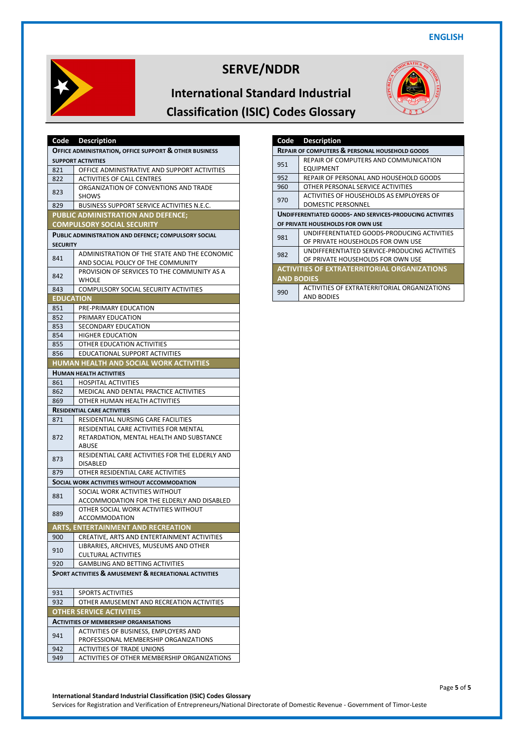ENGLISH

# SERVE/NDDR

## International Standard Industrial Classification (ISIC) Codes Glossary

| Code | Description |
|---|---|
| **OFFICE ADMINISTRATION, OFFICE SUPPORT & OTHER BUSINESS SUPPORT ACTIVITIES** | |
| 821 | OFFICE ADMINISTRATIVE AND SUPPORT ACTIVITIES |
| 822 | ACTIVITIES OF CALL CENTRES |
| 823 | ORGANIZATION OF CONVENTIONS AND TRADE SHOWS |
| 829 | BUSINESS SUPPORT SERVICE ACTIVITIES N.E.C. |
| **PUBLIC ADMINISTRATION AND DEFENCE; COMPULSORY SOCIAL SECURITY** | |
| **PUBLIC ADMINISTRATION AND DEFENCE; COMPULSORY SOCIAL SECURITY** | |
| 841 | ADMINISTRATION OF THE STATE AND THE ECONOMIC AND SOCIAL POLICY OF THE COMMUNITY |
| 842 | PROVISION OF SERVICES TO THE COMMUNITY AS A WHOLE |
| 843 | COMPULSORY SOCIAL SECURITY ACTIVITIES |
| **EDUCATION** | |
| 851 | PRE-PRIMARY EDUCATION |
| 852 | PRIMARY EDUCATION |
| 853 | SECONDARY EDUCATION |
| 854 | HIGHER EDUCATION |
| 855 | OTHER EDUCATION ACTIVITIES |
| 856 | EDUCATIONAL SUPPORT ACTIVITIES |
| **HUMAN HEALTH AND SOCIAL WORK ACTIVITIES** | |
| **HUMAN HEALTH ACTIVITIES** | |
| 861 | HOSPITAL ACTIVITIES |
| 862 | MEDICAL AND DENTAL PRACTICE ACTIVITIES |
| 869 | OTHER HUMAN HEALTH ACTIVITIES |
| **RESIDENTIAL CARE ACTIVITIES** | |
| 871 | RESIDENTIAL NURSING CARE FACILITIES |
| 872 | RESIDENTIAL CARE ACTIVITIES FOR MENTAL RETARDATION, MENTAL HEALTH AND SUBSTANCE ABUSE |
| 873 | RESIDENTIAL CARE ACTIVITIES FOR THE ELDERLY AND DISABLED |
| 879 | OTHER RESIDENTIAL CARE ACTIVITIES |
| **SOCIAL WORK ACTIVITIES WITHOUT ACCOMMODATION** | |
| 881 | SOCIAL WORK ACTIVITIES WITHOUT ACCOMMODATION FOR THE ELDERLY AND DISABLED |
| 889 | OTHER SOCIAL WORK ACTIVITIES WITHOUT ACCOMMODATION |
| **ARTS, ENTERTAINMENT AND RECREATION** | |
| 900 | CREATIVE, ARTS AND ENTERTAINMENT ACTIVITIES |
| 910 | LIBRARIES, ARCHIVES, MUSEUMS AND OTHER CULTURAL ACTIVITIES |
| 920 | GAMBLING AND BETTING ACTIVITIES |
| **SPORT ACTIVITIES & AMUSEMENT & RECREATIONAL ACTIVITIES** | |
| 931 | SPORTS ACTIVITIES |
| 932 | OTHER AMUSEMENT AND RECREATION ACTIVITIES |
| **OTHER SERVICE ACTIVITIES** | |
| **ACTIVITIES OF MEMBERSHIP ORGANISATIONS** | |
| 941 | ACTIVITIES OF BUSINESS, EMPLOYERS AND PROFESSIONAL MEMBERSHIP ORGANIZATIONS |
| 942 | ACTIVITIES OF TRADE UNIONS |
| 949 | ACTIVITIES OF OTHER MEMBERSHIP ORGANIZATIONS |
| **REPAIR OF COMPUTERS & PERSONAL HOUSEHOLD GOODS** | |
| 951 | REPAIR OF COMPUTERS AND COMMUNICATION EQUIPMENT |
| 952 | REPAIR OF PERSONAL AND HOUSEHOLD GOODS |
| 960 | OTHER PERSONAL SERVICE ACTIVITIES |
| 970 | ACTIVITIES OF HOUSEHOLDS AS EMPLOYERS OF DOMESTIC PERSONNEL |
| **UNDIFFERENTIATED GOODS- AND SERVICES-PRODUCING ACTIVITIES OF PRIVATE HOUSEHOLDS FOR OWN USE** | |
| 981 | UNDIFFERENTIATED GOODS-PRODUCING ACTIVITIES OF PRIVATE HOUSEHOLDS FOR OWN USE |
| 982 | UNDIFFERENTIATED SERVICE-PRODUCING ACTIVITIES OF PRIVATE HOUSEHOLDS FOR OWN USE |
| **ACTIVITIES OF EXTRATERRITORIAL ORGANIZATIONS AND BODIES** | |
| 990 | ACTIVITIES OF EXTRATERRITORIAL ORGANIZATIONS AND BODIES |

**International Standard Industrial Classification (ISIC) Codes Glossary**
Services for Registration and Verification of Entrepreneurs/National Directorate of Domestic Revenue - Government of Timor-Leste